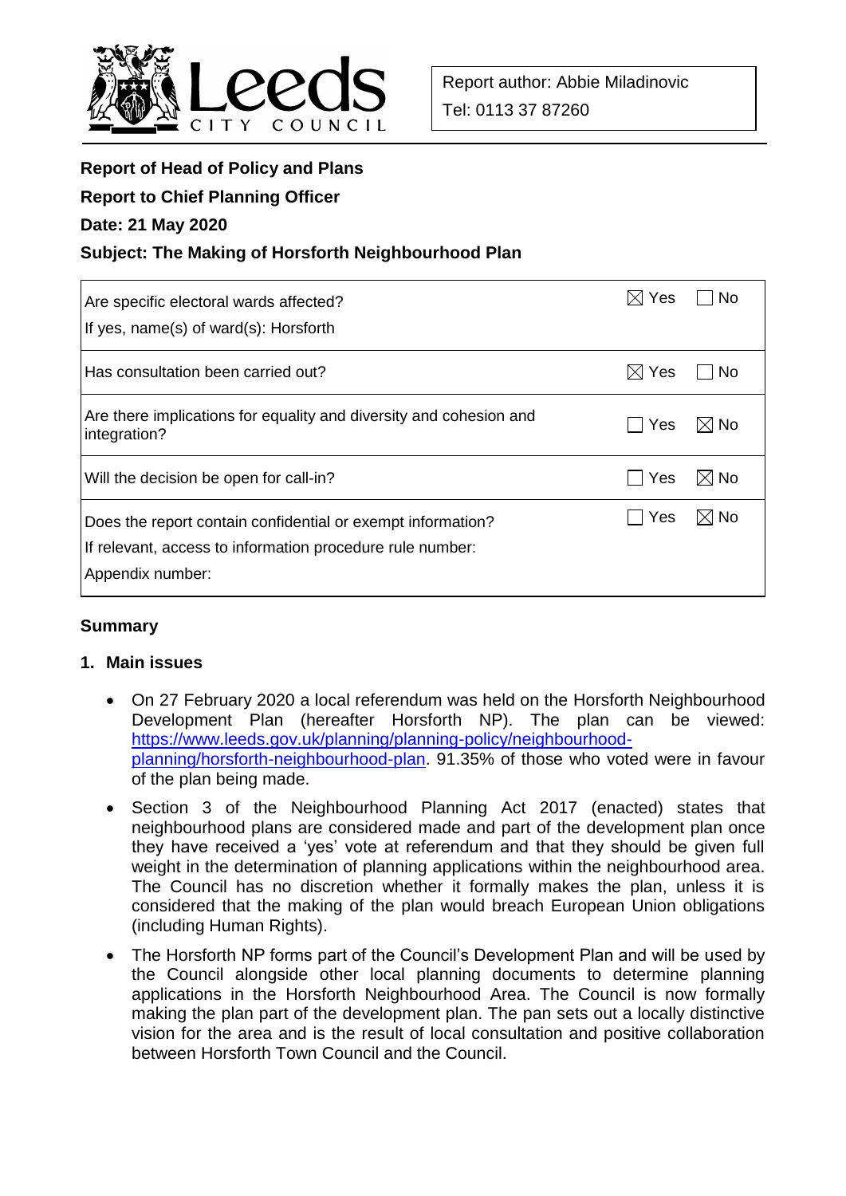Report author: Abbie Miladinovic
Tel: 0113 37 87260

**Report of Head of Policy and Plans**

**Report to Chief Planning Officer**

**Date: 21 May 2020**

**Subject: The Making of Horsforth Neighbourhood Plan**

| Question | Yes | No |
|---|---|---|
| Are specific electoral wards affected?<br>If yes, name(s) of ward(s): Horsforth | ☒ Yes | ☐ No |
| Has consultation been carried out? | ☒ Yes | ☐ No |
| Are there implications for equality and diversity and cohesion and integration? | ☐ Yes | ☒ No |
| Will the decision be open for call-in? | ☐ Yes | ☒ No |
| Does the report contain confidential or exempt information?<br>If relevant, access to information procedure rule number:<br>Appendix number: | ☐ Yes | ☒ No |

## Summary

### 1. Main issues

- On 27 February 2020 a local referendum was held on the Horsforth Neighbourhood Development Plan (hereafter Horsforth NP). The plan can be viewed: https://www.leeds.gov.uk/planning/planning-policy/neighbourhood-planning/horsforth-neighbourhood-plan. 91.35% of those who voted were in favour of the plan being made.
- Section 3 of the Neighbourhood Planning Act 2017 (enacted) states that neighbourhood plans are considered made and part of the development plan once they have received a 'yes' vote at referendum and that they should be given full weight in the determination of planning applications within the neighbourhood area. The Council has no discretion whether it formally makes the plan, unless it is considered that the making of the plan would breach European Union obligations (including Human Rights).
- The Horsforth NP forms part of the Council's Development Plan and will be used by the Council alongside other local planning documents to determine planning applications in the Horsforth Neighbourhood Area. The Council is now formally making the plan part of the development plan. The pan sets out a locally distinctive vision for the area and is the result of local consultation and positive collaboration between Horsforth Town Council and the Council.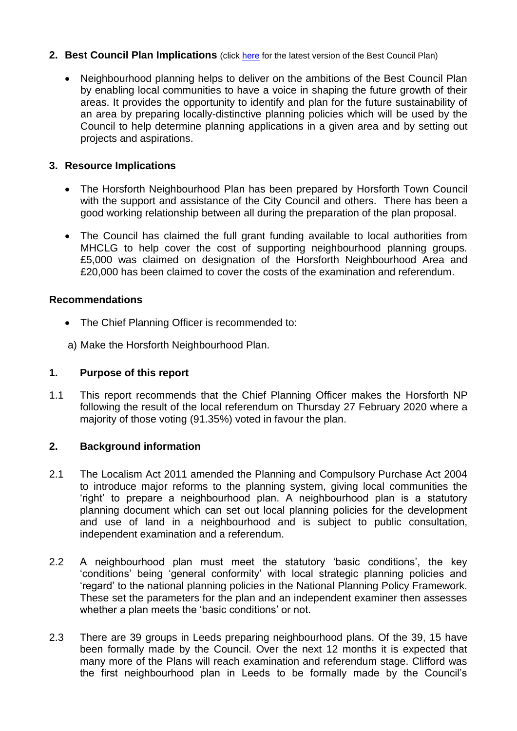## 2. Best Council Plan Implications (click here for the latest version of the Best Council Plan)

- Neighbourhood planning helps to deliver on the ambitions of the Best Council Plan by enabling local communities to have a voice in shaping the future growth of their areas. It provides the opportunity to identify and plan for the future sustainability of an area by preparing locally-distinctive planning policies which will be used by the Council to help determine planning applications in a given area and by setting out projects and aspirations.

## 3. Resource Implications

- The Horsforth Neighbourhood Plan has been prepared by Horsforth Town Council with the support and assistance of the City Council and others. There has been a good working relationship between all during the preparation of the plan proposal.
- The Council has claimed the full grant funding available to local authorities from MHCLG to help cover the cost of supporting neighbourhood planning groups. £5,000 was claimed on designation of the Horsforth Neighbourhood Area and £20,000 has been claimed to cover the costs of the examination and referendum.

## Recommendations

- The Chief Planning Officer is recommended to:

a) Make the Horsforth Neighbourhood Plan.

## 1. Purpose of this report

1.1 This report recommends that the Chief Planning Officer makes the Horsforth NP following the result of the local referendum on Thursday 27 February 2020 where a majority of those voting (91.35%) voted in favour the plan.

## 2. Background information

2.1 The Localism Act 2011 amended the Planning and Compulsory Purchase Act 2004 to introduce major reforms to the planning system, giving local communities the 'right' to prepare a neighbourhood plan. A neighbourhood plan is a statutory planning document which can set out local planning policies for the development and use of land in a neighbourhood and is subject to public consultation, independent examination and a referendum.

2.2 A neighbourhood plan must meet the statutory 'basic conditions', the key 'conditions' being 'general conformity' with local strategic planning policies and 'regard' to the national planning policies in the National Planning Policy Framework. These set the parameters for the plan and an independent examiner then assesses whether a plan meets the 'basic conditions' or not.

2.3 There are 39 groups in Leeds preparing neighbourhood plans. Of the 39, 15 have been formally made by the Council. Over the next 12 months it is expected that many more of the Plans will reach examination and referendum stage. Clifford was the first neighbourhood plan in Leeds to be formally made by the Council's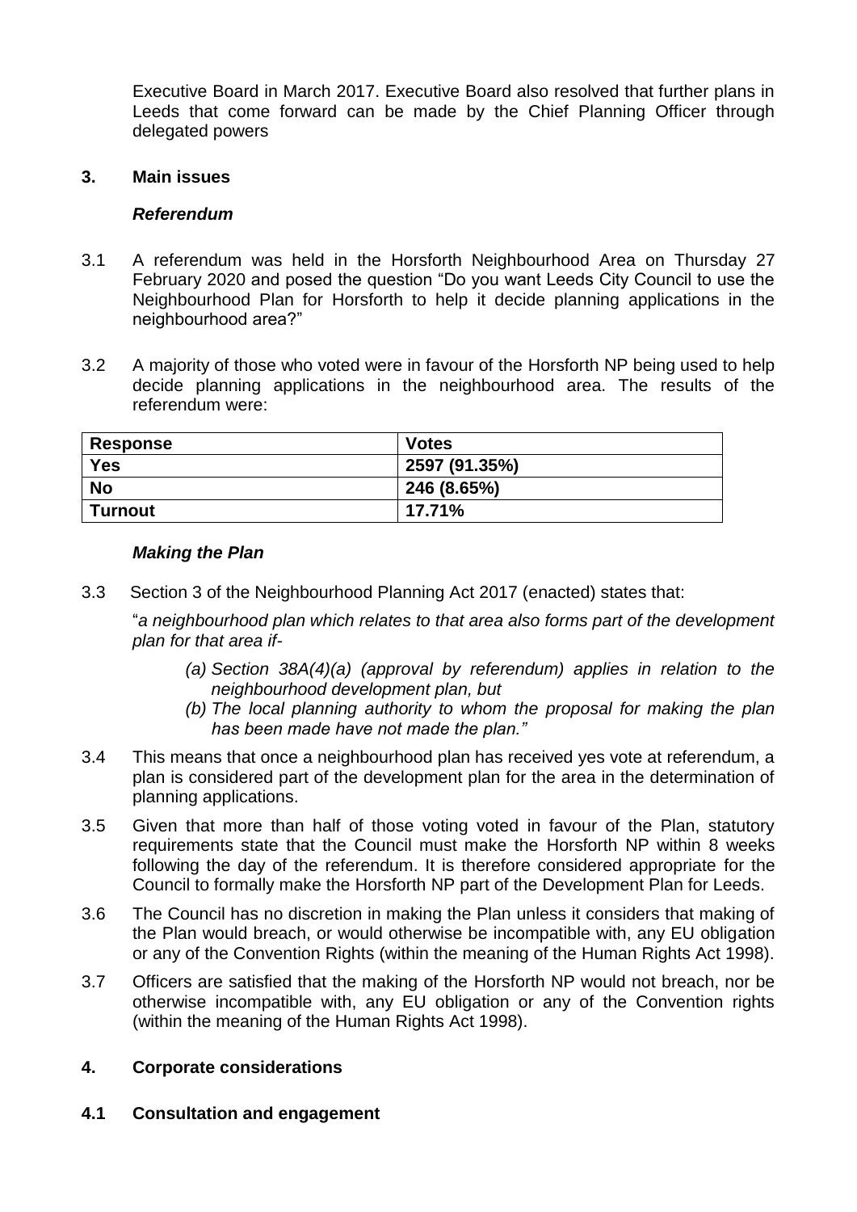Executive Board in March 2017. Executive Board also resolved that further plans in Leeds that come forward can be made by the Chief Planning Officer through delegated powers

## 3. Main issues

### *Referendum*

3.1 A referendum was held in the Horsforth Neighbourhood Area on Thursday 27 February 2020 and posed the question "Do you want Leeds City Council to use the Neighbourhood Plan for Horsforth to help it decide planning applications in the neighbourhood area?"

3.2 A majority of those who voted were in favour of the Horsforth NP being used to help decide planning applications in the neighbourhood area. The results of the referendum were:

| Response | Votes |
|---|---|
| Yes | 2597 (91.35%) |
| No | 246 (8.65%) |
| Turnout | 17.71% |

### *Making the Plan*

3.3 Section 3 of the Neighbourhood Planning Act 2017 (enacted) states that:

"*a neighbourhood plan which relates to that area also forms part of the development plan for that area if-*

*(a) Section 38A(4)(a) (approval by referendum) applies in relation to the neighbourhood development plan, but*

*(b) The local planning authority to whom the proposal for making the plan has been made have not made the plan."*

3.4 This means that once a neighbourhood plan has received yes vote at referendum, a plan is considered part of the development plan for the area in the determination of planning applications.

3.5 Given that more than half of those voting voted in favour of the Plan, statutory requirements state that the Council must make the Horsforth NP within 8 weeks following the day of the referendum. It is therefore considered appropriate for the Council to formally make the Horsforth NP part of the Development Plan for Leeds.

3.6 The Council has no discretion in making the Plan unless it considers that making of the Plan would breach, or would otherwise be incompatible with, any EU obligation or any of the Convention Rights (within the meaning of the Human Rights Act 1998).

3.7 Officers are satisfied that the making of the Horsforth NP would not breach, nor be otherwise incompatible with, any EU obligation or any of the Convention rights (within the meaning of the Human Rights Act 1998).

## 4. Corporate considerations

### 4.1 Consultation and engagement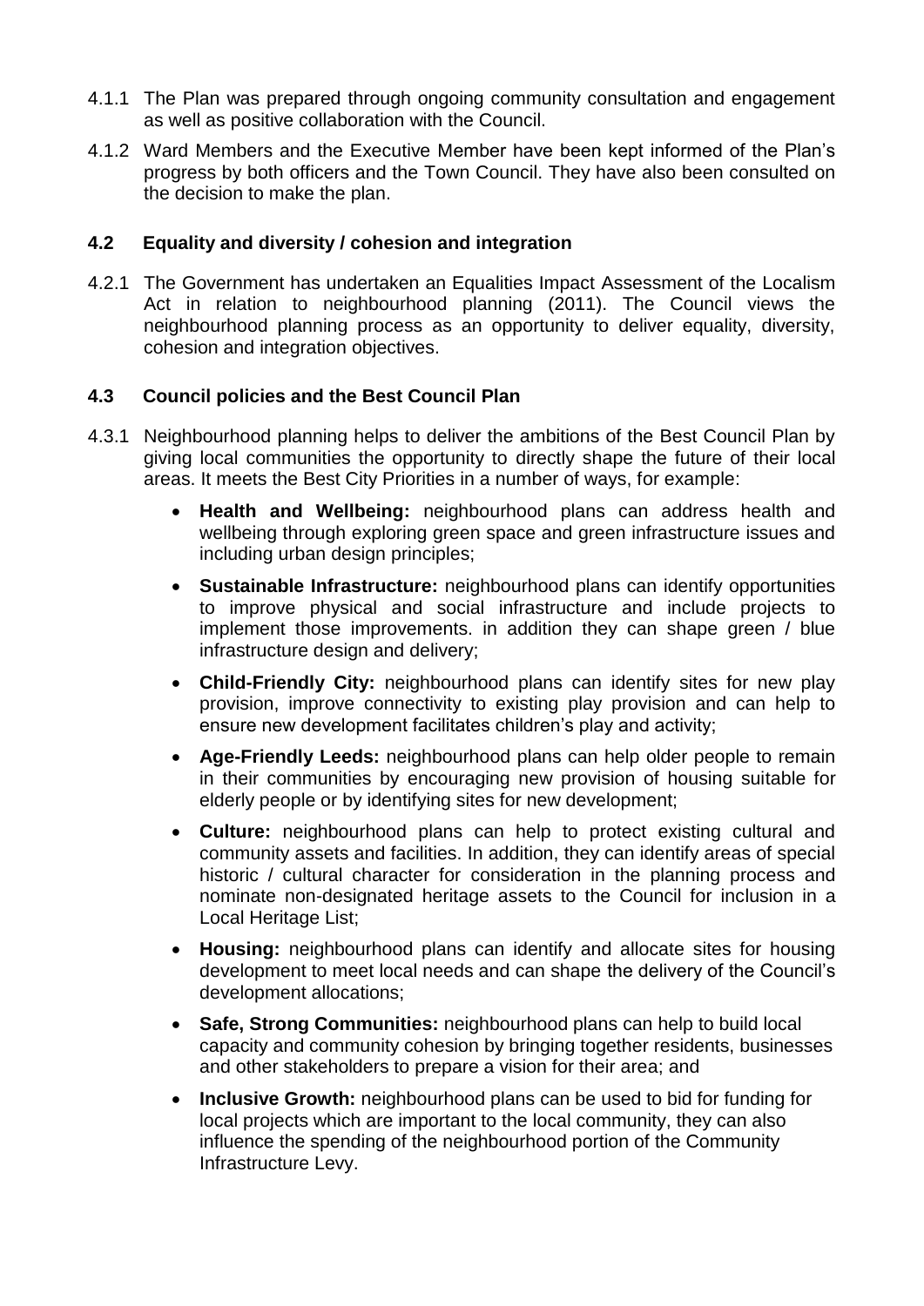4.1.1 The Plan was prepared through ongoing community consultation and engagement as well as positive collaboration with the Council.

4.1.2 Ward Members and the Executive Member have been kept informed of the Plan's progress by both officers and the Town Council. They have also been consulted on the decision to make the plan.

## 4.2 Equality and diversity / cohesion and integration

4.2.1 The Government has undertaken an Equalities Impact Assessment of the Localism Act in relation to neighbourhood planning (2011). The Council views the neighbourhood planning process as an opportunity to deliver equality, diversity, cohesion and integration objectives.

## 4.3 Council policies and the Best Council Plan

4.3.1 Neighbourhood planning helps to deliver the ambitions of the Best Council Plan by giving local communities the opportunity to directly shape the future of their local areas. It meets the Best City Priorities in a number of ways, for example:

- **Health and Wellbeing:** neighbourhood plans can address health and wellbeing through exploring green space and green infrastructure issues and including urban design principles;
- **Sustainable Infrastructure:** neighbourhood plans can identify opportunities to improve physical and social infrastructure and include projects to implement those improvements. in addition they can shape green / blue infrastructure design and delivery;
- **Child-Friendly City:** neighbourhood plans can identify sites for new play provision, improve connectivity to existing play provision and can help to ensure new development facilitates children's play and activity;
- **Age-Friendly Leeds:** neighbourhood plans can help older people to remain in their communities by encouraging new provision of housing suitable for elderly people or by identifying sites for new development;
- **Culture:** neighbourhood plans can help to protect existing cultural and community assets and facilities. In addition, they can identify areas of special historic / cultural character for consideration in the planning process and nominate non-designated heritage assets to the Council for inclusion in a Local Heritage List;
- **Housing:** neighbourhood plans can identify and allocate sites for housing development to meet local needs and can shape the delivery of the Council's development allocations;
- **Safe, Strong Communities:** neighbourhood plans can help to build local capacity and community cohesion by bringing together residents, businesses and other stakeholders to prepare a vision for their area; and
- **Inclusive Growth:** neighbourhood plans can be used to bid for funding for local projects which are important to the local community, they can also influence the spending of the neighbourhood portion of the Community Infrastructure Levy.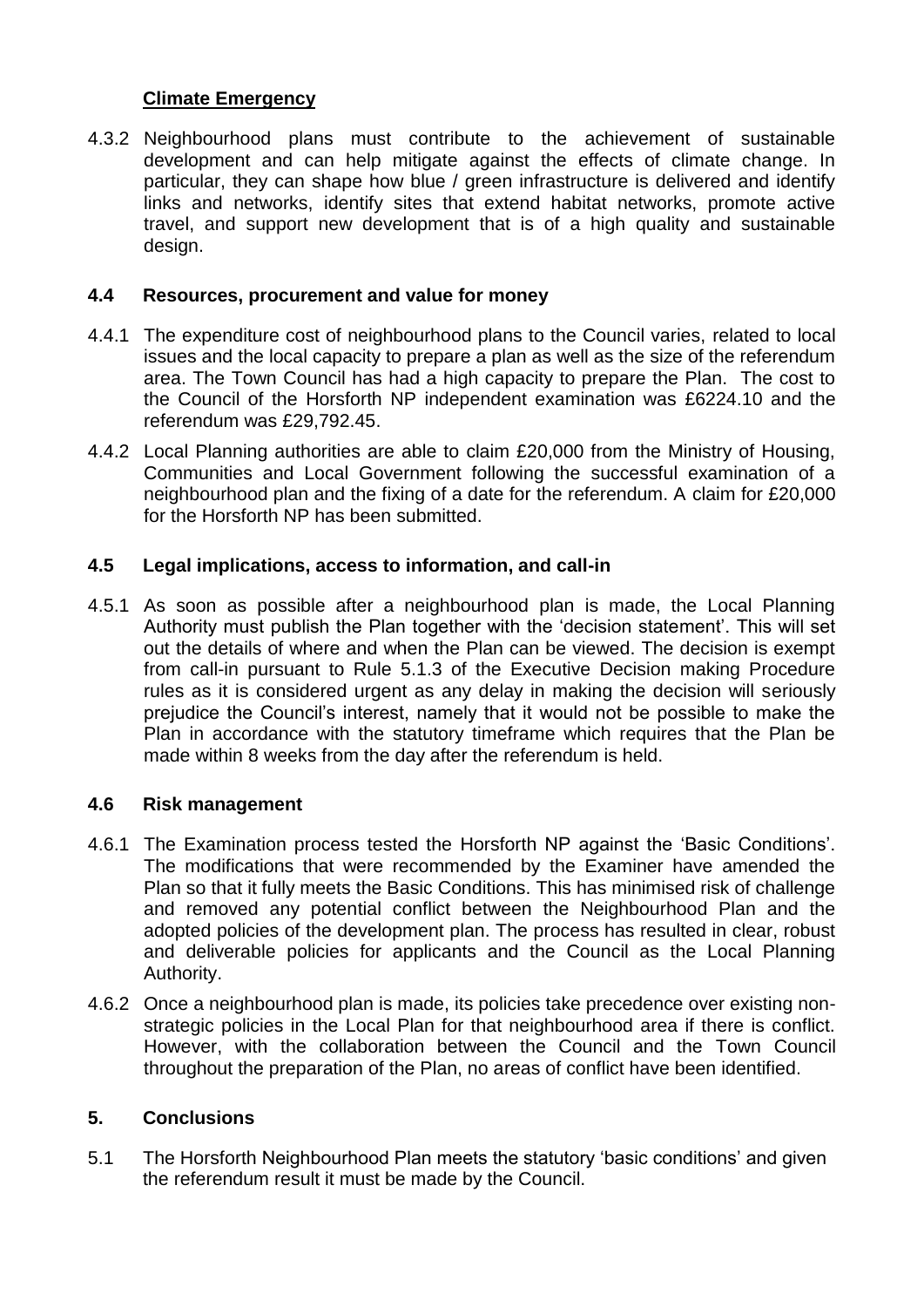**Climate Emergency**

4.3.2 Neighbourhood plans must contribute to the achievement of sustainable development and can help mitigate against the effects of climate change. In particular, they can shape how blue / green infrastructure is delivered and identify links and networks, identify sites that extend habitat networks, promote active travel, and support new development that is of a high quality and sustainable design.

### 4.4 Resources, procurement and value for money

4.4.1 The expenditure cost of neighbourhood plans to the Council varies, related to local issues and the local capacity to prepare a plan as well as the size of the referendum area. The Town Council has had a high capacity to prepare the Plan. The cost to the Council of the Horsforth NP independent examination was £6224.10 and the referendum was £29,792.45.

4.4.2 Local Planning authorities are able to claim £20,000 from the Ministry of Housing, Communities and Local Government following the successful examination of a neighbourhood plan and the fixing of a date for the referendum. A claim for £20,000 for the Horsforth NP has been submitted.

### 4.5 Legal implications, access to information, and call-in

4.5.1 As soon as possible after a neighbourhood plan is made, the Local Planning Authority must publish the Plan together with the 'decision statement'. This will set out the details of where and when the Plan can be viewed. The decision is exempt from call-in pursuant to Rule 5.1.3 of the Executive Decision making Procedure rules as it is considered urgent as any delay in making the decision will seriously prejudice the Council's interest, namely that it would not be possible to make the Plan in accordance with the statutory timeframe which requires that the Plan be made within 8 weeks from the day after the referendum is held.

### 4.6 Risk management

4.6.1 The Examination process tested the Horsforth NP against the 'Basic Conditions'. The modifications that were recommended by the Examiner have amended the Plan so that it fully meets the Basic Conditions. This has minimised risk of challenge and removed any potential conflict between the Neighbourhood Plan and the adopted policies of the development plan. The process has resulted in clear, robust and deliverable policies for applicants and the Council as the Local Planning Authority.

4.6.2 Once a neighbourhood plan is made, its policies take precedence over existing non-strategic policies in the Local Plan for that neighbourhood area if there is conflict. However, with the collaboration between the Council and the Town Council throughout the preparation of the Plan, no areas of conflict have been identified.

## 5. Conclusions

5.1 The Horsforth Neighbourhood Plan meets the statutory 'basic conditions' and given the referendum result it must be made by the Council.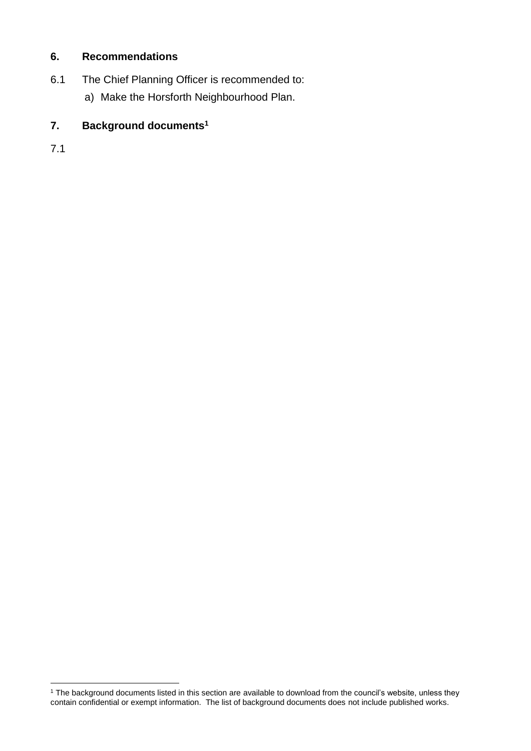## 6. Recommendations

6.1 The Chief Planning Officer is recommended to:

a) Make the Horsforth Neighbourhood Plan.

## 7. Background documents[1]

7.1

[1] The background documents listed in this section are available to download from the council's website, unless they contain confidential or exempt information. The list of background documents does not include published works.